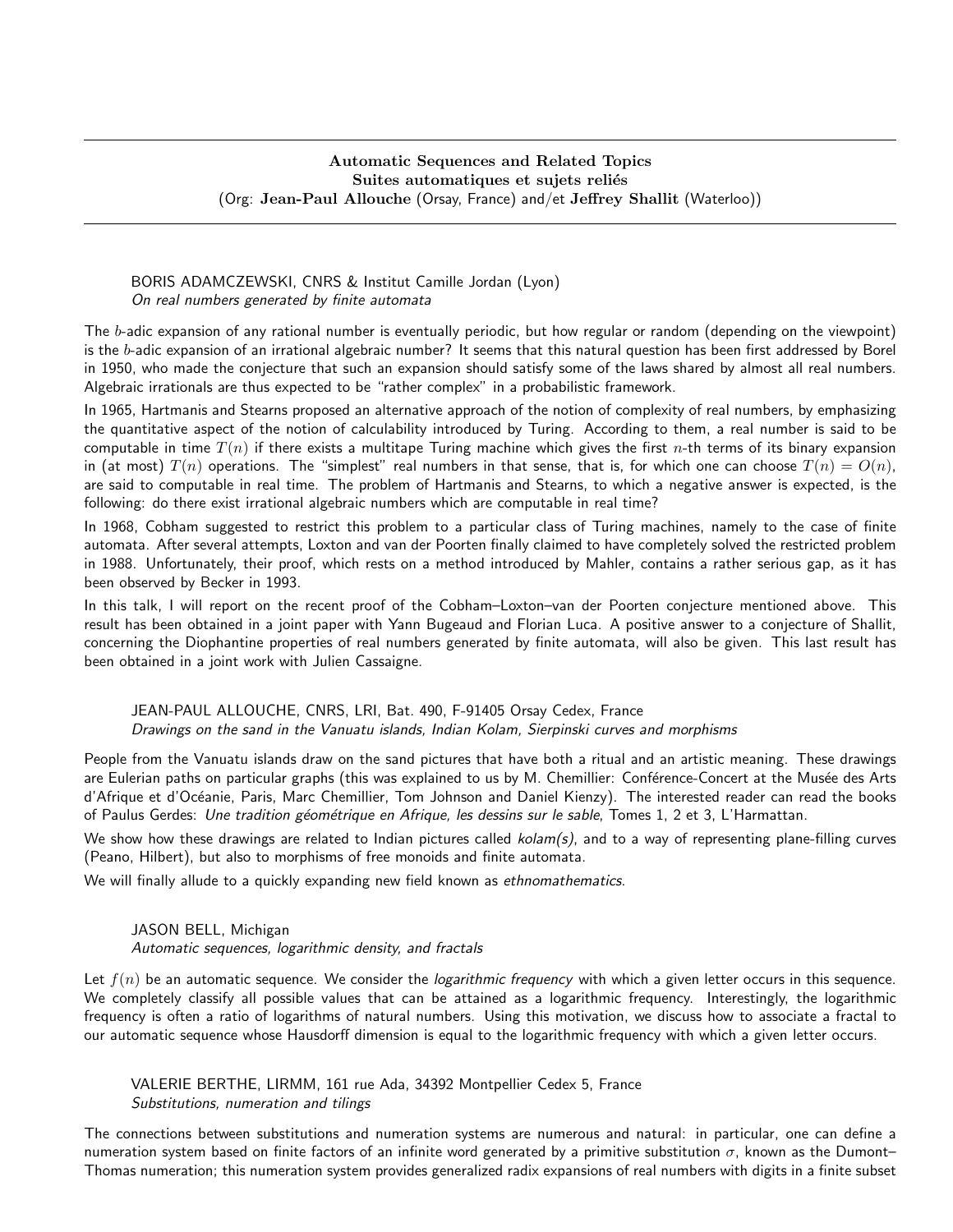**Automatic Sequences and Related Topics**
**Suites automatiques et sujets reliés**
(Org: **Jean-Paul Allouche** (Orsay, France) and/et **Jeffrey Shallit** (Waterloo))

---

BORIS ADAMCZEWSKI, CNRS & Institut Camille Jordan (Lyon)
*On real numbers generated by finite automata*

The $b$-adic expansion of any rational number is eventually periodic, but how regular or random (depending on the viewpoint) is the $b$-adic expansion of an irrational algebraic number? It seems that this natural question has been first addressed by Borel in 1950, who made the conjecture that such an expansion should satisfy some of the laws shared by almost all real numbers. Algebraic irrationals are thus expected to be "rather complex" in a probabilistic framework.

In 1965, Hartmanis and Stearns proposed an alternative approach of the notion of complexity of real numbers, by emphasizing the quantitative aspect of the notion of calculability introduced by Turing. According to them, a real number is said to be computable in time $T(n)$ if there exists a multitape Turing machine which gives the first $n$-th terms of its binary expansion in (at most) $T(n)$ operations. The "simplest" real numbers in that sense, that is, for which one can choose $T(n) = O(n)$, are said to computable in real time. The problem of Hartmanis and Stearns, to which a negative answer is expected, is the following: do there exist irrational algebraic numbers which are computable in real time?

In 1968, Cobham suggested to restrict this problem to a particular class of Turing machines, namely to the case of finite automata. After several attempts, Loxton and van der Poorten finally claimed to have completely solved the restricted problem in 1988. Unfortunately, their proof, which rests on a method introduced by Mahler, contains a rather serious gap, as it has been observed by Becker in 1993.

In this talk, I will report on the recent proof of the Cobham–Loxton–van der Poorten conjecture mentioned above. This result has been obtained in a joint paper with Yann Bugeaud and Florian Luca. A positive answer to a conjecture of Shallit, concerning the Diophantine properties of real numbers generated by finite automata, will also be given. This last result has been obtained in a joint work with Julien Cassaigne.

JEAN-PAUL ALLOUCHE, CNRS, LRI, Bat. 490, F-91405 Orsay Cedex, France
*Drawings on the sand in the Vanuatu islands, Indian Kolam, Sierpinski curves and morphisms*

People from the Vanuatu islands draw on the sand pictures that have both a ritual and an artistic meaning. These drawings are Eulerian paths on particular graphs (this was explained to us by M. Chemillier: Conférence-Concert at the Musée des Arts d'Afrique et d'Océanie, Paris, Marc Chemillier, Tom Johnson and Daniel Kienzy). The interested reader can read the books of Paulus Gerdes: *Une tradition géométrique en Afrique, les dessins sur le sable*, Tomes 1, 2 et 3, L'Harmattan.

We show how these drawings are related to Indian pictures called *kolam(s)*, and to a way of representing plane-filling curves (Peano, Hilbert), but also to morphisms of free monoids and finite automata.

We will finally allude to a quickly expanding new field known as *ethnomathematics*.

JASON BELL, Michigan
*Automatic sequences, logarithmic density, and fractals*

Let $f(n)$ be an automatic sequence. We consider the *logarithmic frequency* with which a given letter occurs in this sequence. We completely classify all possible values that can be attained as a logarithmic frequency. Interestingly, the logarithmic frequency is often a ratio of logarithms of natural numbers. Using this motivation, we discuss how to associate a fractal to our automatic sequence whose Hausdorff dimension is equal to the logarithmic frequency with which a given letter occurs.

VALERIE BERTHE, LIRMM, 161 rue Ada, 34392 Montpellier Cedex 5, France
*Substitutions, numeration and tilings*

The connections between substitutions and numeration systems are numerous and natural: in particular, one can define a numeration system based on finite factors of an infinite word generated by a primitive substitution $\sigma$, known as the Dumont–Thomas numeration; this numeration system provides generalized radix expansions of real numbers with digits in a finite subset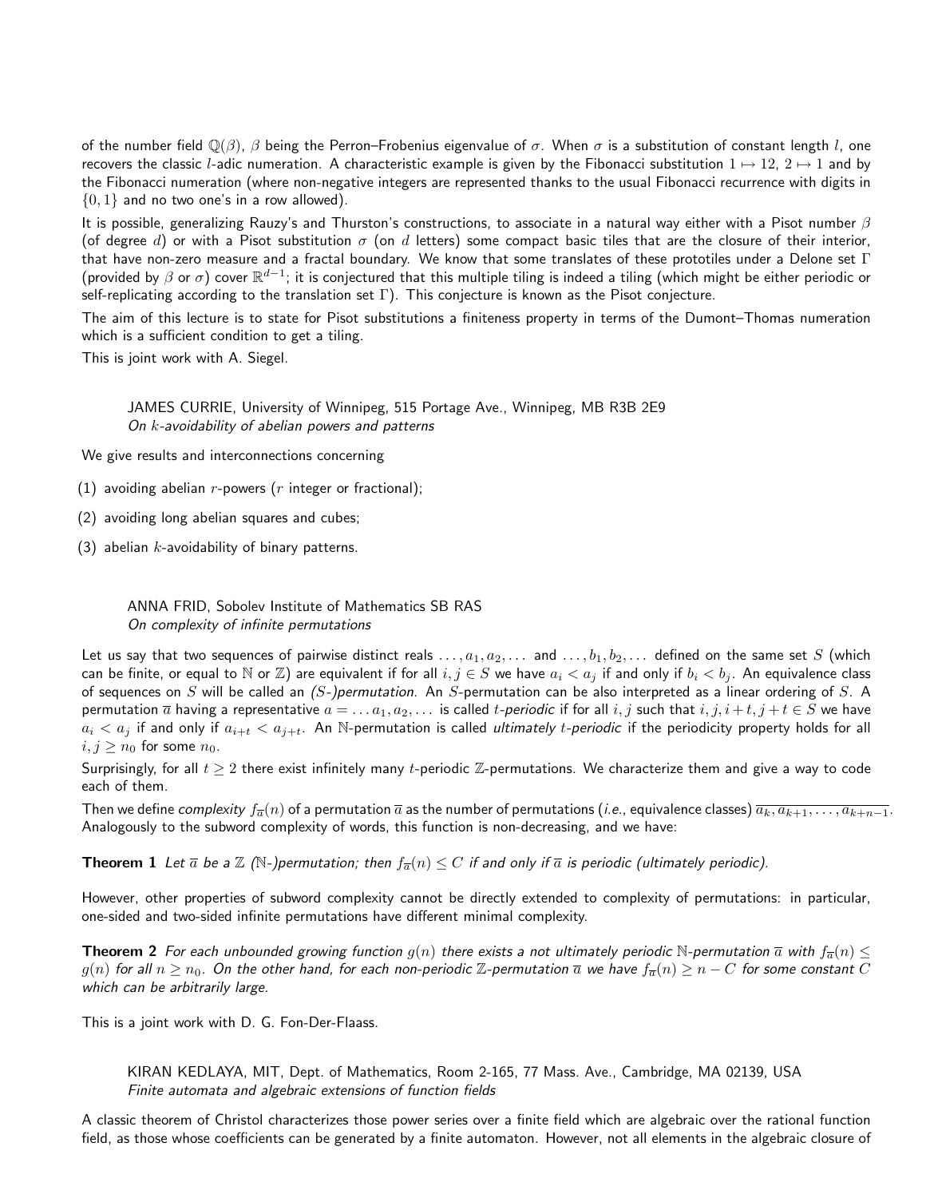of the number field $\mathbb{Q}(\beta)$, $\beta$ being the Perron–Frobenius eigenvalue of $\sigma$. When $\sigma$ is a substitution of constant length $l$, one recovers the classic $l$-adic numeration. A characteristic example is given by the Fibonacci substitution $1 \mapsto 12$, $2 \mapsto 1$ and by the Fibonacci numeration (where non-negative integers are represented thanks to the usual Fibonacci recurrence with digits in $\{0, 1\}$ and no two one's in a row allowed).

It is possible, generalizing Rauzy's and Thurston's constructions, to associate in a natural way either with a Pisot number $\beta$ (of degree $d$) or with a Pisot substitution $\sigma$ (on $d$ letters) some compact basic tiles that are the closure of their interior, that have non-zero measure and a fractal boundary. We know that some translates of these prototiles under a Delone set $\Gamma$ (provided by $\beta$ or $\sigma$) cover $\mathbb{R}^{d-1}$; it is conjectured that this multiple tiling is indeed a tiling (which might be either periodic or self-replicating according to the translation set $\Gamma$). This conjecture is known as the Pisot conjecture.

The aim of this lecture is to state for Pisot substitutions a finiteness property in terms of the Dumont–Thomas numeration which is a sufficient condition to get a tiling.

This is joint work with A. Siegel.

JAMES CURRIE, University of Winnipeg, 515 Portage Ave., Winnipeg, MB R3B 2E9
*On $k$-avoidability of abelian powers and patterns*

We give results and interconnections concerning

(1) avoiding abelian $r$-powers ($r$ integer or fractional);

(2) avoiding long abelian squares and cubes;

(3) abelian $k$-avoidability of binary patterns.

ANNA FRID, Sobolev Institute of Mathematics SB RAS
*On complexity of infinite permutations*

Let us say that two sequences of pairwise distinct reals $\ldots, a_1, a_2, \ldots$ and $\ldots, b_1, b_2, \ldots$ defined on the same set $S$ (which can be finite, or equal to $\mathbb{N}$ or $\mathbb{Z}$) are equivalent if for all $i, j \in S$ we have $a_i < a_j$ if and only if $b_i < b_j$. An equivalence class of sequences on $S$ will be called an *$(S$-$)$permutation*. An $S$-permutation can be also interpreted as a linear ordering of $S$. A permutation $\overline{a}$ having a representative $a = \ldots a_1, a_2, \ldots$ is called *$t$-periodic* if for all $i, j$ such that $i, j, i+t, j+t \in S$ we have $a_i < a_j$ if and only if $a_{i+t} < a_{j+t}$. An $\mathbb{N}$-permutation is called *ultimately $t$-periodic* if the periodicity property holds for all $i, j \geq n_0$ for some $n_0$.

Surprisingly, for all $t \geq 2$ there exist infinitely many $t$-periodic $\mathbb{Z}$-permutations. We characterize them and give a way to code each of them.

Then we define *complexity* $f_{\overline{a}}(n)$ of a permutation $\overline{a}$ as the number of permutations (*i.e.*, equivalence classes) $\overline{a_k, a_{k+1}, \ldots, a_{k+n-1}}$. Analogously to the subword complexity of words, this function is non-decreasing, and we have:

**Theorem 1** *Let $\overline{a}$ be a $\mathbb{Z}$ ($\mathbb{N}$-)permutation; then $f_{\overline{a}}(n) \leq C$ if and only if $\overline{a}$ is periodic (ultimately periodic).*

However, other properties of subword complexity cannot be directly extended to complexity of permutations: in particular, one-sided and two-sided infinite permutations have different minimal complexity.

**Theorem 2** *For each unbounded growing function $g(n)$ there exists a not ultimately periodic $\mathbb{N}$-permutation $\overline{a}$ with $f_{\overline{a}}(n) \leq g(n)$ for all $n \geq n_0$. On the other hand, for each non-periodic $\mathbb{Z}$-permutation $\overline{a}$ we have $f_{\overline{a}}(n) \geq n - C$ for some constant $C$ which can be arbitrarily large.*

This is a joint work with D. G. Fon-Der-Flaass.

KIRAN KEDLAYA, MIT, Dept. of Mathematics, Room 2-165, 77 Mass. Ave., Cambridge, MA 02139, USA
*Finite automata and algebraic extensions of function fields*

A classic theorem of Christol characterizes those power series over a finite field which are algebraic over the rational function field, as those whose coefficients can be generated by a finite automaton. However, not all elements in the algebraic closure of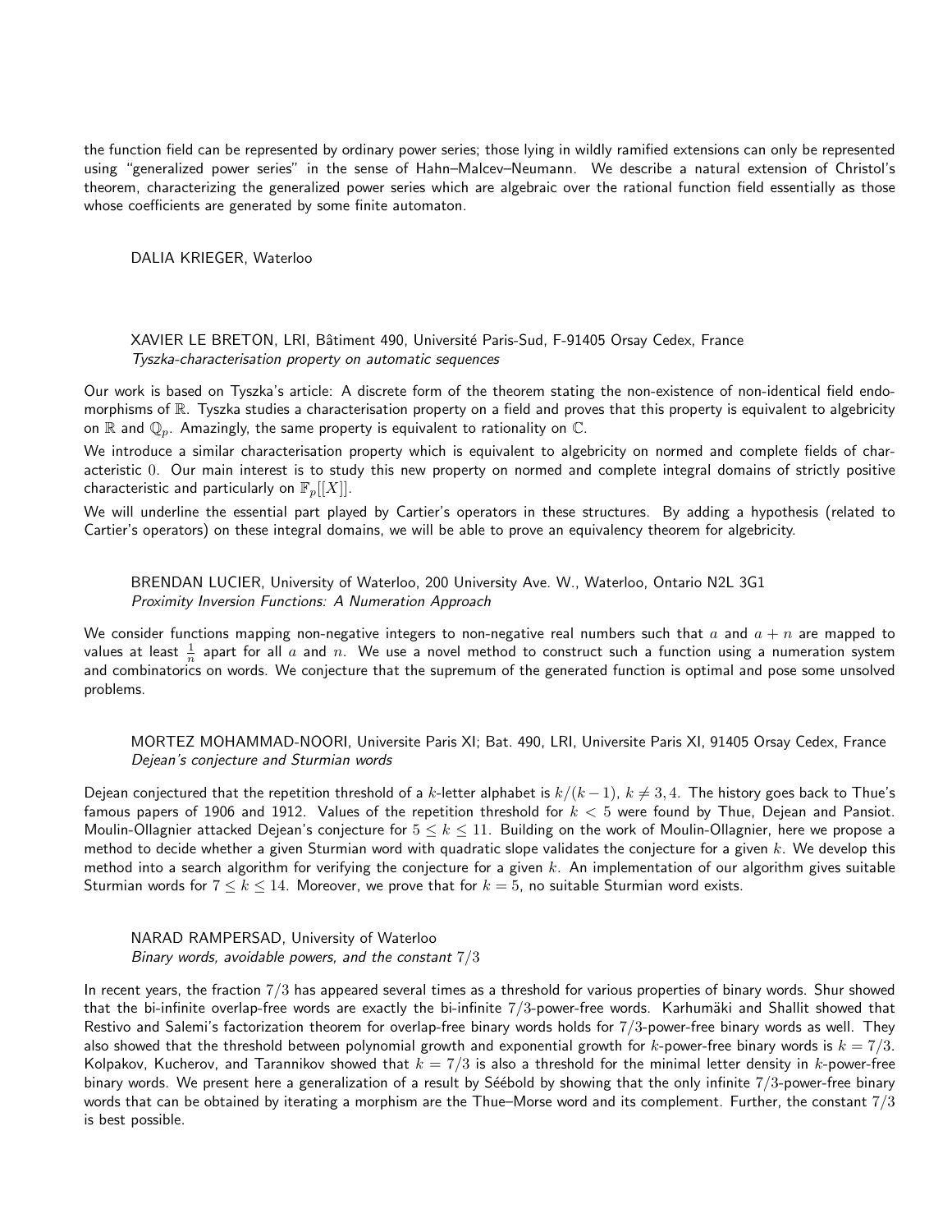the function field can be represented by ordinary power series; those lying in wildly ramified extensions can only be represented using "generalized power series" in the sense of Hahn–Malcev–Neumann. We describe a natural extension of Christol's theorem, characterizing the generalized power series which are algebraic over the rational function field essentially as those whose coefficients are generated by some finite automaton.

DALIA KRIEGER, Waterloo

XAVIER LE BRETON, LRI, Bâtiment 490, Université Paris-Sud, F-91405 Orsay Cedex, France
*Tyszka-characterisation property on automatic sequences*

Our work is based on Tyszka's article: A discrete form of the theorem stating the non-existence of non-identical field endomorphisms of $\mathbb{R}$. Tyszka studies a characterisation property on a field and proves that this property is equivalent to algebricity on $\mathbb{R}$ and $\mathbb{Q}_p$. Amazingly, the same property is equivalent to rationality on $\mathbb{C}$.

We introduce a similar characterisation property which is equivalent to algebricity on normed and complete fields of characteristic $0$. Our main interest is to study this new property on normed and complete integral domains of strictly positive characteristic and particularly on $\mathbb{F}_p[[X]]$.

We will underline the essential part played by Cartier's operators in these structures. By adding a hypothesis (related to Cartier's operators) on these integral domains, we will be able to prove an equivalency theorem for algebricity.

BRENDAN LUCIER, University of Waterloo, 200 University Ave. W., Waterloo, Ontario N2L 3G1
*Proximity Inversion Functions: A Numeration Approach*

We consider functions mapping non-negative integers to non-negative real numbers such that $a$ and $a+n$ are mapped to values at least $\frac{1}{n}$ apart for all $a$ and $n$. We use a novel method to construct such a function using a numeration system and combinatorics on words. We conjecture that the supremum of the generated function is optimal and pose some unsolved problems.

MORTEZ MOHAMMAD-NOORI, Universite Paris XI; Bat. 490, LRI, Universite Paris XI, 91405 Orsay Cedex, France
*Dejean's conjecture and Sturmian words*

Dejean conjectured that the repetition threshold of a $k$-letter alphabet is $k/(k-1)$, $k \neq 3, 4$. The history goes back to Thue's famous papers of 1906 and 1912. Values of the repetition threshold for $k < 5$ were found by Thue, Dejean and Pansiot. Moulin-Ollagnier attacked Dejean's conjecture for $5 \leq k \leq 11$. Building on the work of Moulin-Ollagnier, here we propose a method to decide whether a given Sturmian word with quadratic slope validates the conjecture for a given $k$. We develop this method into a search algorithm for verifying the conjecture for a given $k$. An implementation of our algorithm gives suitable Sturmian words for $7 \leq k \leq 14$. Moreover, we prove that for $k = 5$, no suitable Sturmian word exists.

NARAD RAMPERSAD, University of Waterloo
*Binary words, avoidable powers, and the constant $7/3$*

In recent years, the fraction $7/3$ has appeared several times as a threshold for various properties of binary words. Shur showed that the bi-infinite overlap-free words are exactly the bi-infinite $7/3$-power-free words. Karhumäki and Shallit showed that Restivo and Salemi's factorization theorem for overlap-free binary words holds for $7/3$-power-free binary words as well. They also showed that the threshold between polynomial growth and exponential growth for $k$-power-free binary words is $k = 7/3$. Kolpakov, Kucherov, and Tarannikov showed that $k = 7/3$ is also a threshold for the minimal letter density in $k$-power-free binary words. We present here a generalization of a result by Séébold by showing that the only infinite $7/3$-power-free binary words that can be obtained by iterating a morphism are the Thue–Morse word and its complement. Further, the constant $7/3$ is best possible.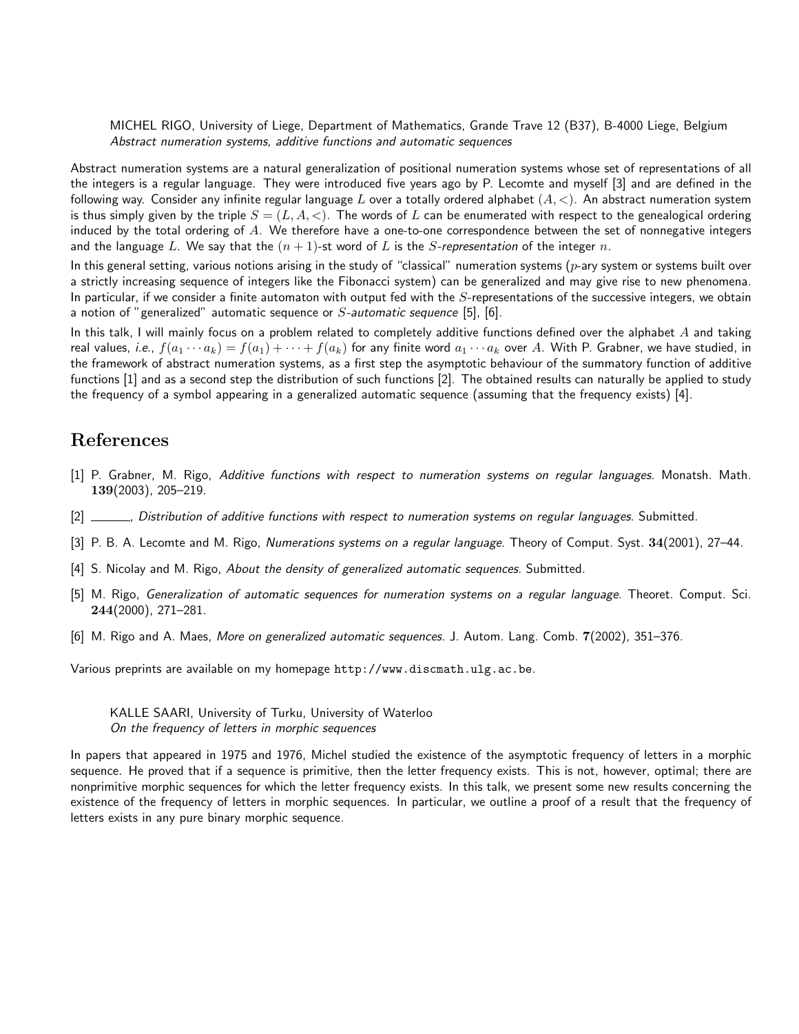MICHEL RIGO, University of Liege, Department of Mathematics, Grande Trave 12 (B37), B-4000 Liege, Belgium
*Abstract numeration systems, additive functions and automatic sequences*

Abstract numeration systems are a natural generalization of positional numeration systems whose set of representations of all the integers is a regular language. They were introduced five years ago by P. Lecomte and myself [3] and are defined in the following way. Consider any infinite regular language $L$ over a totally ordered alphabet $(A, <)$. An abstract numeration system is thus simply given by the triple $S = (L, A, <)$. The words of $L$ can be enumerated with respect to the genealogical ordering induced by the total ordering of $A$. We therefore have a one-to-one correspondence between the set of nonnegative integers and the language $L$. We say that the $(n+1)$-st word of $L$ is the *$S$-representation* of the integer $n$.

In this general setting, various notions arising in the study of "classical" numeration systems ($p$-ary system or systems built over a strictly increasing sequence of integers like the Fibonacci system) can be generalized and may give rise to new phenomena. In particular, if we consider a finite automaton with output fed with the $S$-representations of the successive integers, we obtain a notion of "generalized" automatic sequence or *$S$-automatic sequence* [5], [6].

In this talk, I will mainly focus on a problem related to completely additive functions defined over the alphabet $A$ and taking real values, *i.e.*, $f(a_1 \cdots a_k) = f(a_1) + \cdots + f(a_k)$ for any finite word $a_1 \cdots a_k$ over $A$. With P. Grabner, we have studied, in the framework of abstract numeration systems, as a first step the asymptotic behaviour of the summatory function of additive functions [1] and as a second step the distribution of such functions [2]. The obtained results can naturally be applied to study the frequency of a symbol appearing in a generalized automatic sequence (assuming that the frequency exists) [4].

## References

[1] P. Grabner, M. Rigo, *Additive functions with respect to numeration systems on regular languages.* Monatsh. Math. **139**(2003), 205–219.

[2] ______, *Distribution of additive functions with respect to numeration systems on regular languages.* Submitted.

[3] P. B. A. Lecomte and M. Rigo, *Numerations systems on a regular language.* Theory of Comput. Syst. **34**(2001), 27–44.

[4] S. Nicolay and M. Rigo, *About the density of generalized automatic sequences.* Submitted.

[5] M. Rigo, *Generalization of automatic sequences for numeration systems on a regular language.* Theoret. Comput. Sci. **244**(2000), 271–281.

[6] M. Rigo and A. Maes, *More on generalized automatic sequences.* J. Autom. Lang. Comb. **7**(2002), 351–376.

Various preprints are available on my homepage http://www.discmath.ulg.ac.be.

KALLE SAARI, University of Turku, University of Waterloo
*On the frequency of letters in morphic sequences*

In papers that appeared in 1975 and 1976, Michel studied the existence of the asymptotic frequency of letters in a morphic sequence. He proved that if a sequence is primitive, then the letter frequency exists. This is not, however, optimal; there are nonprimitive morphic sequences for which the letter frequency exists. In this talk, we present some new results concerning the existence of the frequency of letters in morphic sequences. In particular, we outline a proof of a result that the frequency of letters exists in any pure binary morphic sequence.